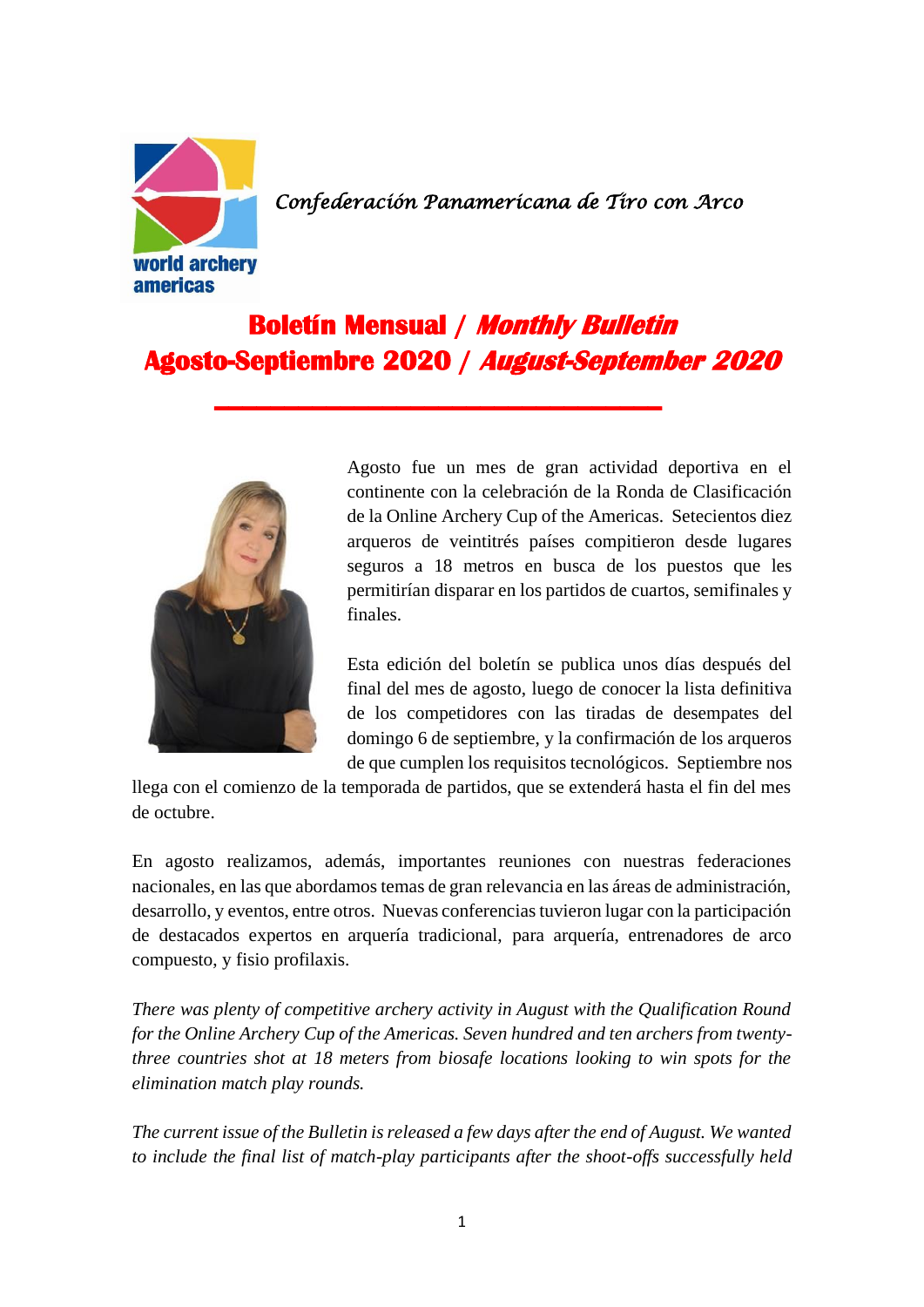Confederación Panamericana de Tiro con Arco

# **Boletín Mensual** / ***Monthly Bulletin***
# **Agosto-Septiembre 2020** / ***August-September 2020***

Agosto fue un mes de gran actividad deportiva en el continente con la celebración de la Ronda de Clasificación de la Online Archery Cup of the Americas. Setecientos diez arqueros de veintitrés países compitieron desde lugares seguros a 18 metros en busca de los puestos que les permitirían disparar en los partidos de cuartos, semifinales y finales.

Esta edición del boletín se publica unos días después del final del mes de agosto, luego de conocer la lista definitiva de los competidores con las tiradas de desempates del domingo 6 de septiembre, y la confirmación de los arqueros de que cumplen los requisitos tecnológicos. Septiembre nos llega con el comienzo de la temporada de partidos, que se extenderá hasta el fin del mes de octubre.

En agosto realizamos, además, importantes reuniones con nuestras federaciones nacionales, en las que abordamos temas de gran relevancia en las áreas de administración, desarrollo, y eventos, entre otros. Nuevas conferencias tuvieron lugar con la participación de destacados expertos en arquería tradicional, para arquería, entrenadores de arco compuesto, y fisio profilaxis.

*There was plenty of competitive archery activity in August with the Qualification Round for the Online Archery Cup of the Americas. Seven hundred and ten archers from twenty-three countries shot at 18 meters from biosafe locations looking to win spots for the elimination match play rounds.*

*The current issue of the Bulletin is released a few days after the end of August. We wanted to include the final list of match-play participants after the shoot-offs successfully held*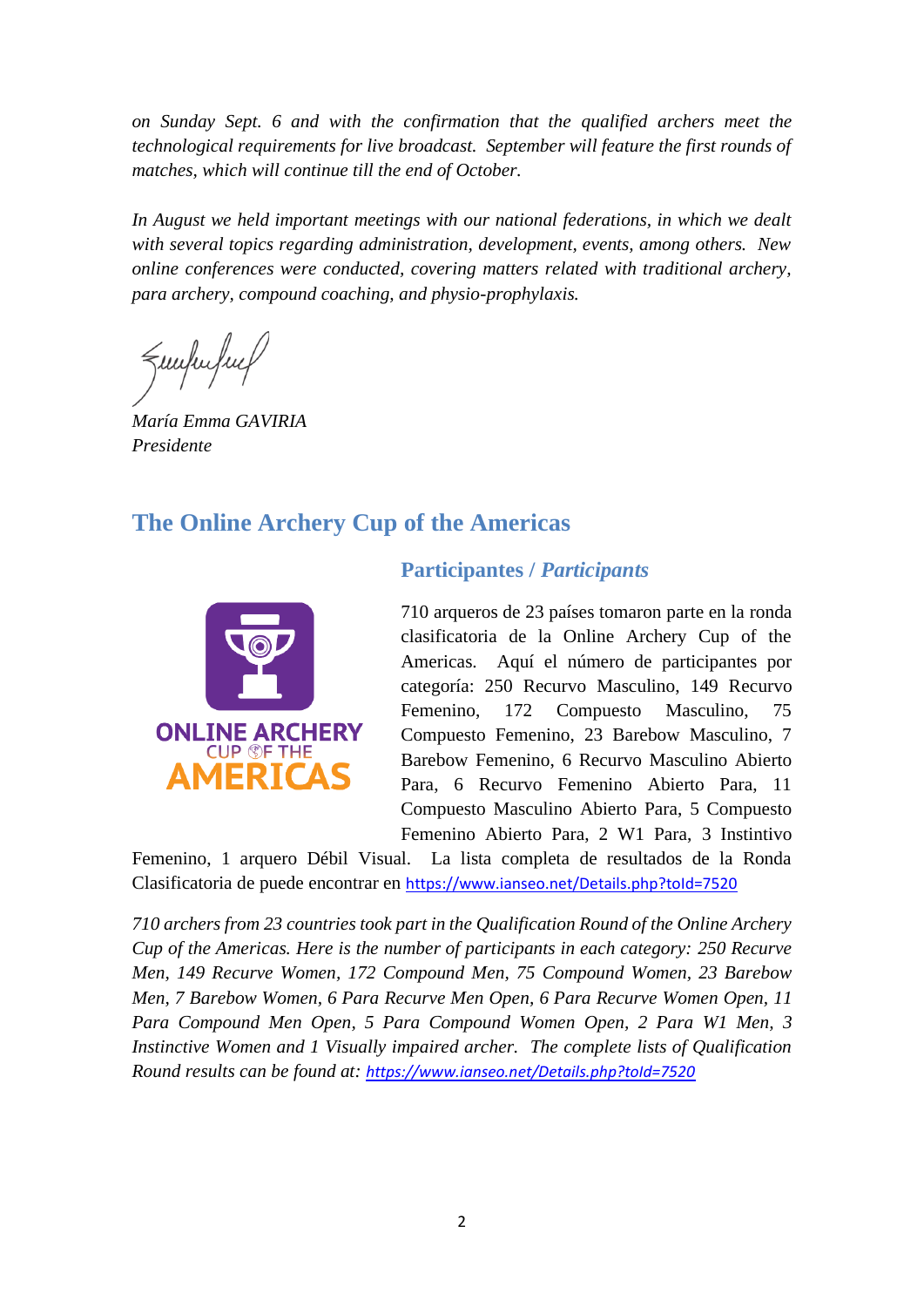*on Sunday Sept. 6 and with the confirmation that the qualified archers meet the technological requirements for live broadcast. September will feature the first rounds of matches, which will continue till the end of October.*

*In August we held important meetings with our national federations, in which we dealt with several topics regarding administration, development, events, among others. New online conferences were conducted, covering matters related with traditional archery, para archery, compound coaching, and physio-prophylaxis.*

*María Emma GAVIRIA*
*Presidente*

## The Online Archery Cup of the Americas

### Participantes / *Participants*

710 arqueros de 23 países tomaron parte en la ronda clasificatoria de la Online Archery Cup of the Americas. Aquí el número de participantes por categoría: 250 Recurvo Masculino, 149 Recurvo Femenino, 172 Compuesto Masculino, 75 Compuesto Femenino, 23 Barebow Masculino, 7 Barebow Femenino, 6 Recurvo Masculino Abierto Para, 6 Recurvo Femenino Abierto Para, 11 Compuesto Masculino Abierto Para, 5 Compuesto Femenino Abierto Para, 2 W1 Para, 3 Instintivo Femenino, 1 arquero Débil Visual. La lista completa de resultados de la Ronda Clasificatoria de puede encontrar en https://www.ianseo.net/Details.php?toId=7520

*710 archers from 23 countries took part in the Qualification Round of the Online Archery Cup of the Americas. Here is the number of participants in each category: 250 Recurve Men, 149 Recurve Women, 172 Compound Men, 75 Compound Women, 23 Barebow Men, 7 Barebow Women, 6 Para Recurve Men Open, 6 Para Recurve Women Open, 11 Para Compound Men Open, 5 Para Compound Women Open, 2 Para W1 Men, 3 Instinctive Women and 1 Visually impaired archer. The complete lists of Qualification Round results can be found at: https://www.ianseo.net/Details.php?toId=7520*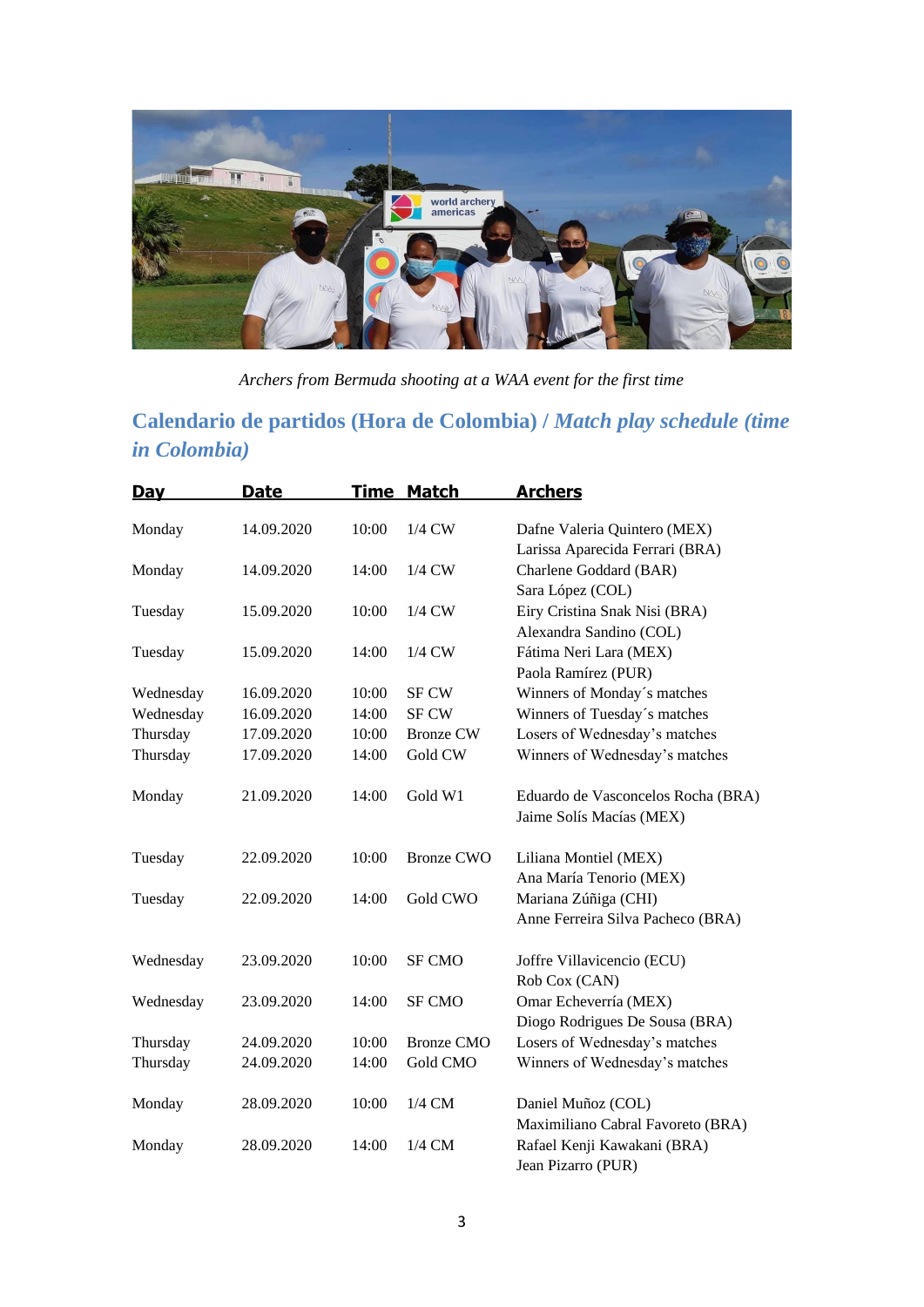*Archers from Bermuda shooting at a WAA event for the first time*

## Calendario de partidos (Hora de Colombia) / *Match play schedule (time in Colombia)*

| Day | Date | Time | Match | Archers |
|---|---|---|---|---|
| Monday | 14.09.2020 | 10:00 | 1/4 CW | Dafne Valeria Quintero (MEX)<br>Larissa Aparecida Ferrari (BRA) |
| Monday | 14.09.2020 | 14:00 | 1/4 CW | Charlene Goddard (BAR)<br>Sara López (COL) |
| Tuesday | 15.09.2020 | 10:00 | 1/4 CW | Eiry Cristina Snak Nisi (BRA)<br>Alexandra Sandino (COL) |
| Tuesday | 15.09.2020 | 14:00 | 1/4 CW | Fátima Neri Lara (MEX)<br>Paola Ramírez (PUR) |
| Wednesday | 16.09.2020 | 10:00 | SF CW | Winners of Monday´s matches |
| Wednesday | 16.09.2020 | 14:00 | SF CW | Winners of Tuesday´s matches |
| Thursday | 17.09.2020 | 10:00 | Bronze CW | Losers of Wednesday's matches |
| Thursday | 17.09.2020 | 14:00 | Gold CW | Winners of Wednesday's matches |
| Monday | 21.09.2020 | 14:00 | Gold W1 | Eduardo de Vasconcelos Rocha (BRA)<br>Jaime Solís Macías (MEX) |
| Tuesday | 22.09.2020 | 10:00 | Bronze CWO | Liliana Montiel (MEX)<br>Ana María Tenorio (MEX) |
| Tuesday | 22.09.2020 | 14:00 | Gold CWO | Mariana Zúñiga (CHI)<br>Anne Ferreira Silva Pacheco (BRA) |
| Wednesday | 23.09.2020 | 10:00 | SF CMO | Joffre Villavicencio (ECU)<br>Rob Cox (CAN) |
| Wednesday | 23.09.2020 | 14:00 | SF CMO | Omar Echeverría (MEX)<br>Diogo Rodrigues De Sousa (BRA) |
| Thursday | 24.09.2020 | 10:00 | Bronze CMO | Losers of Wednesday's matches |
| Thursday | 24.09.2020 | 14:00 | Gold CMO | Winners of Wednesday's matches |
| Monday | 28.09.2020 | 10:00 | 1/4 CM | Daniel Muñoz (COL)<br>Maximiliano Cabral Favoreto (BRA) |
| Monday | 28.09.2020 | 14:00 | 1/4 CM | Rafael Kenji Kawakani (BRA)<br>Jean Pizarro (PUR) |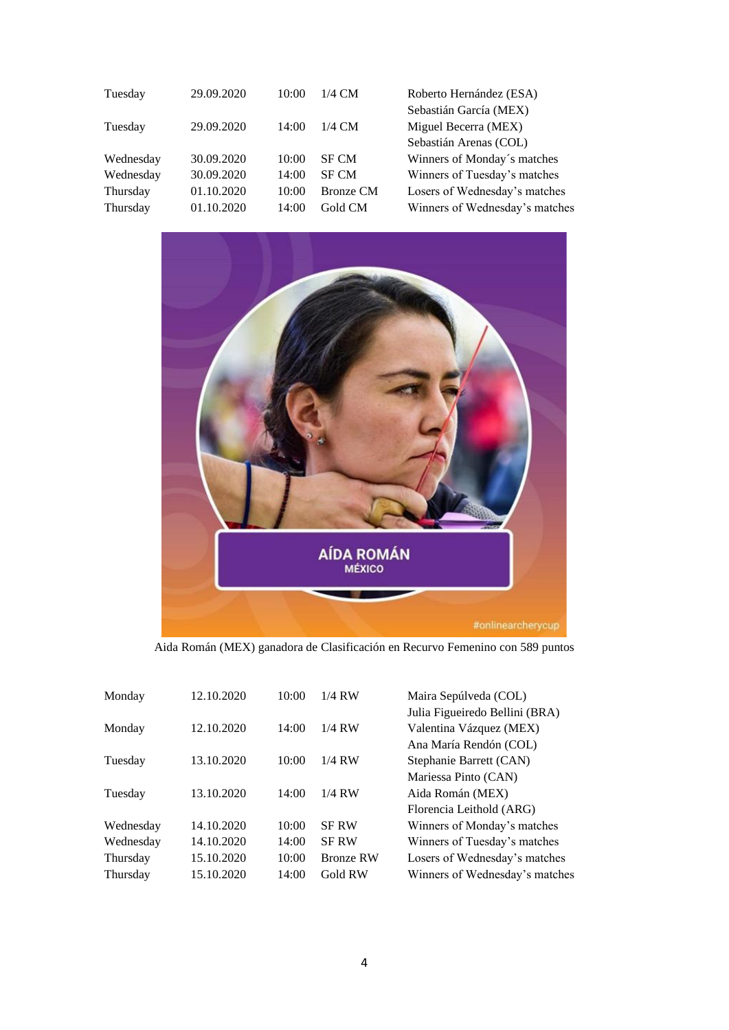| | | | | |
|---|---|---|---|---|
| Tuesday | 29.09.2020 | 10:00 | 1/4 CM | Roberto Hernández (ESA)<br>Sebastián García (MEX) |
| Tuesday | 29.09.2020 | 14:00 | 1/4 CM | Miguel Becerra (MEX)<br>Sebastián Arenas (COL) |
| Wednesday | 30.09.2020 | 10:00 | SF CM | Winners of Monday´s matches |
| Wednesday | 30.09.2020 | 14:00 | SF CM | Winners of Tuesday's matches |
| Thursday | 01.10.2020 | 10:00 | Bronze CM | Losers of Wednesday's matches |
| Thursday | 01.10.2020 | 14:00 | Gold CM | Winners of Wednesday's matches |

Aida Román (MEX) ganadora de Clasificación en Recurvo Femenino con 589 puntos

| | | | | |
|---|---|---|---|---|
| Monday | 12.10.2020 | 10:00 | 1/4 RW | Maira Sepúlveda (COL)<br>Julia Figueiredo Bellini (BRA) |
| Monday | 12.10.2020 | 14:00 | 1/4 RW | Valentina Vázquez (MEX)<br>Ana María Rendón (COL) |
| Tuesday | 13.10.2020 | 10:00 | 1/4 RW | Stephanie Barrett (CAN)<br>Mariessa Pinto (CAN) |
| Tuesday | 13.10.2020 | 14:00 | 1/4 RW | Aida Román (MEX)<br>Florencia Leithold (ARG) |
| Wednesday | 14.10.2020 | 10:00 | SF RW | Winners of Monday's matches |
| Wednesday | 14.10.2020 | 14:00 | SF RW | Winners of Tuesday's matches |
| Thursday | 15.10.2020 | 10:00 | Bronze RW | Losers of Wednesday's matches |
| Thursday | 15.10.2020 | 14:00 | Gold RW | Winners of Wednesday's matches |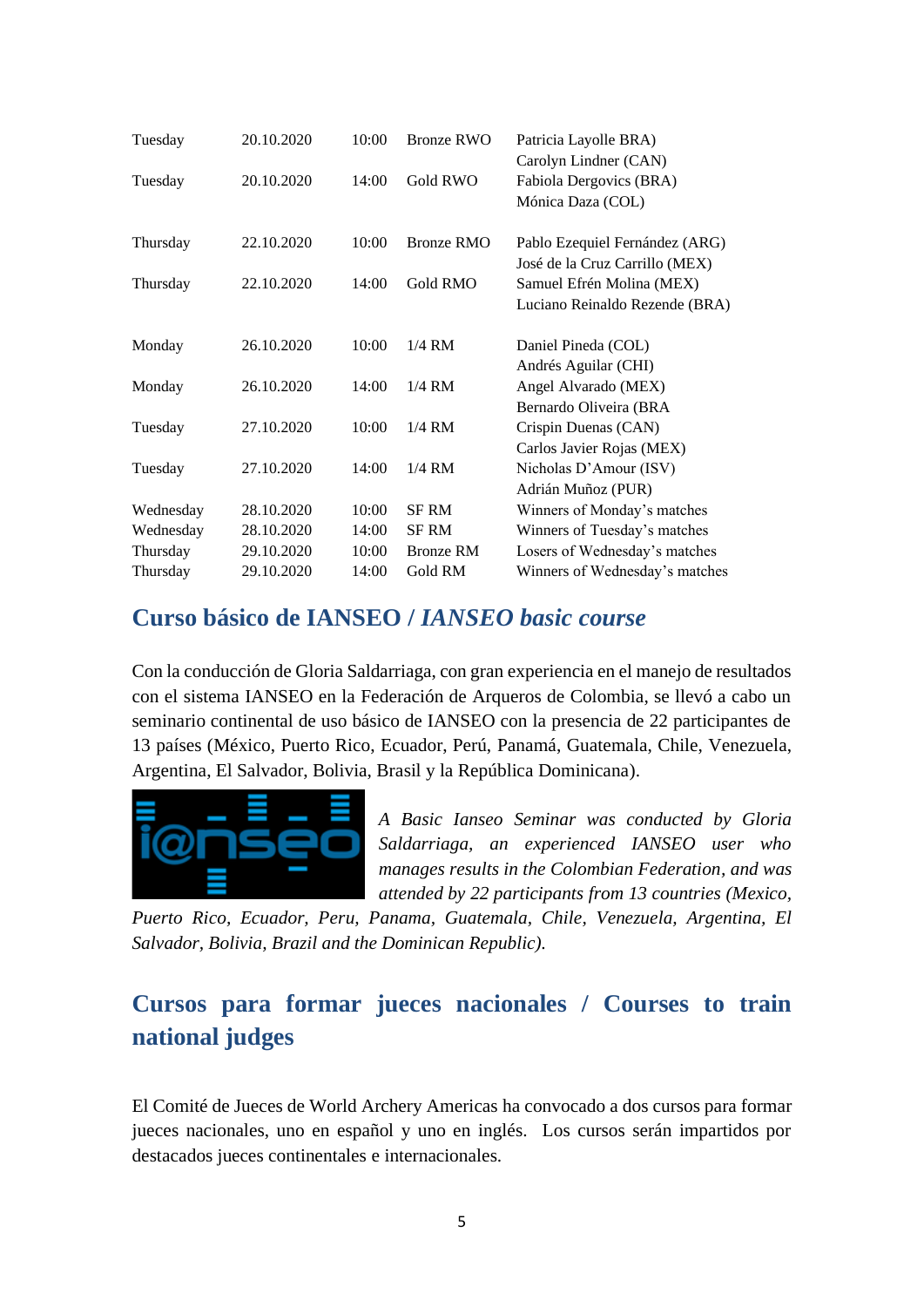| | | | | |
|---|---|---|---|---|
| Tuesday | 20.10.2020 | 10:00 | Bronze RWO | Patricia Layolle BRA)<br>Carolyn Lindner (CAN) |
| Tuesday | 20.10.2020 | 14:00 | Gold RWO | Fabiola Dergovics (BRA)<br>Mónica Daza (COL) |
| Thursday | 22.10.2020 | 10:00 | Bronze RMO | Pablo Ezequiel Fernández (ARG)<br>José de la Cruz Carrillo (MEX) |
| Thursday | 22.10.2020 | 14:00 | Gold RMO | Samuel Efrén Molina (MEX)<br>Luciano Reinaldo Rezende (BRA) |
| Monday | 26.10.2020 | 10:00 | 1/4 RM | Daniel Pineda (COL)<br>Andrés Aguilar (CHI) |
| Monday | 26.10.2020 | 14:00 | 1/4 RM | Angel Alvarado (MEX)<br>Bernardo Oliveira (BRA |
| Tuesday | 27.10.2020 | 10:00 | 1/4 RM | Crispin Duenas (CAN)<br>Carlos Javier Rojas (MEX) |
| Tuesday | 27.10.2020 | 14:00 | 1/4 RM | Nicholas D'Amour (ISV)<br>Adrián Muñoz (PUR) |
| Wednesday | 28.10.2020 | 10:00 | SF RM | Winners of Monday's matches |
| Wednesday | 28.10.2020 | 14:00 | SF RM | Winners of Tuesday's matches |
| Thursday | 29.10.2020 | 10:00 | Bronze RM | Losers of Wednesday's matches |
| Thursday | 29.10.2020 | 14:00 | Gold RM | Winners of Wednesday's matches |

## Curso básico de IANSEO / *IANSEO basic course*

Con la conducción de Gloria Saldarriaga, con gran experiencia en el manejo de resultados con el sistema IANSEO en la Federación de Arqueros de Colombia, se llevó a cabo un seminario continental de uso básico de IANSEO con la presencia de 22 participantes de 13 países (México, Puerto Rico, Ecuador, Perú, Panamá, Guatemala, Chile, Venezuela, Argentina, El Salvador, Bolivia, Brasil y la República Dominicana).

*A Basic Ianseo Seminar was conducted by Gloria Saldarriaga, an experienced IANSEO user who manages results in the Colombian Federation, and was attended by 22 participants from 13 countries (Mexico, Puerto Rico, Ecuador, Peru, Panama, Guatemala, Chile, Venezuela, Argentina, El Salvador, Bolivia, Brazil and the Dominican Republic).*

## Cursos para formar jueces nacionales / Courses to train national judges

El Comité de Jueces de World Archery Americas ha convocado a dos cursos para formar jueces nacionales, uno en español y uno en inglés. Los cursos serán impartidos por destacados jueces continentales e internacionales.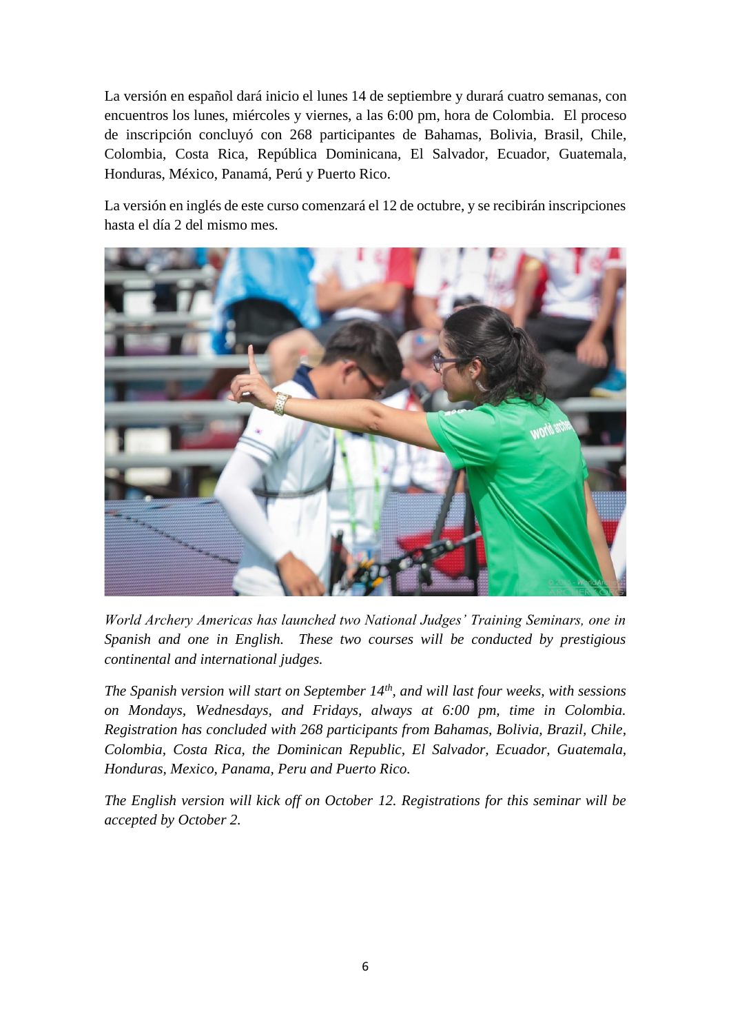La versión en español dará inicio el lunes 14 de septiembre y durará cuatro semanas, con encuentros los lunes, miércoles y viernes, a las 6:00 pm, hora de Colombia. El proceso de inscripción concluyó con 268 participantes de Bahamas, Bolivia, Brasil, Chile, Colombia, Costa Rica, República Dominicana, El Salvador, Ecuador, Guatemala, Honduras, México, Panamá, Perú y Puerto Rico.

La versión en inglés de este curso comenzará el 12 de octubre, y se recibirán inscripciones hasta el día 2 del mismo mes.

*World Archery Americas has launched two National Judges' Training Seminars, one in Spanish and one in English. These two courses will be conducted by prestigious continental and international judges.*

*The Spanish version will start on September 14th, and will last four weeks, with sessions on Mondays, Wednesdays, and Fridays, always at 6:00 pm, time in Colombia. Registration has concluded with 268 participants from Bahamas, Bolivia, Brazil, Chile, Colombia, Costa Rica, the Dominican Republic, El Salvador, Ecuador, Guatemala, Honduras, Mexico, Panama, Peru and Puerto Rico.*

*The English version will kick off on October 12. Registrations for this seminar will be accepted by October 2.*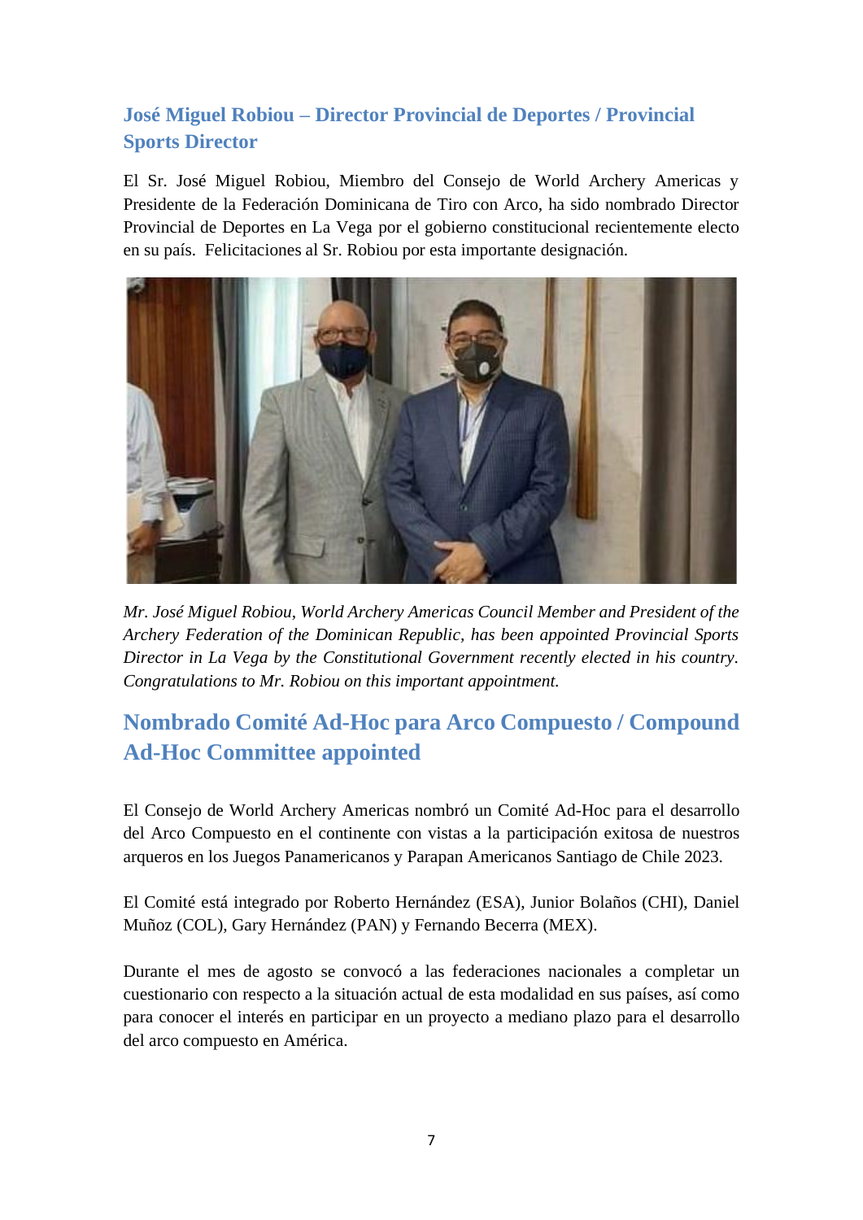## José Miguel Robiou – Director Provincial de Deportes / Provincial Sports Director

El Sr. José Miguel Robiou, Miembro del Consejo de World Archery Americas y Presidente de la Federación Dominicana de Tiro con Arco, ha sido nombrado Director Provincial de Deportes en La Vega por el gobierno constitucional recientemente electo en su país. Felicitaciones al Sr. Robiou por esta importante designación.

*Mr. José Miguel Robiou, World Archery Americas Council Member and President of the Archery Federation of the Dominican Republic, has been appointed Provincial Sports Director in La Vega by the Constitutional Government recently elected in his country. Congratulations to Mr. Robiou on this important appointment.*

## Nombrado Comité Ad-Hoc para Arco Compuesto / Compound Ad-Hoc Committee appointed

El Consejo de World Archery Americas nombró un Comité Ad-Hoc para el desarrollo del Arco Compuesto en el continente con vistas a la participación exitosa de nuestros arqueros en los Juegos Panamericanos y Parapan Americanos Santiago de Chile 2023.

El Comité está integrado por Roberto Hernández (ESA), Junior Bolaños (CHI), Daniel Muñoz (COL), Gary Hernández (PAN) y Fernando Becerra (MEX).

Durante el mes de agosto se convocó a las federaciones nacionales a completar un cuestionario con respecto a la situación actual de esta modalidad en sus países, así como para conocer el interés en participar en un proyecto a mediano plazo para el desarrollo del arco compuesto en América.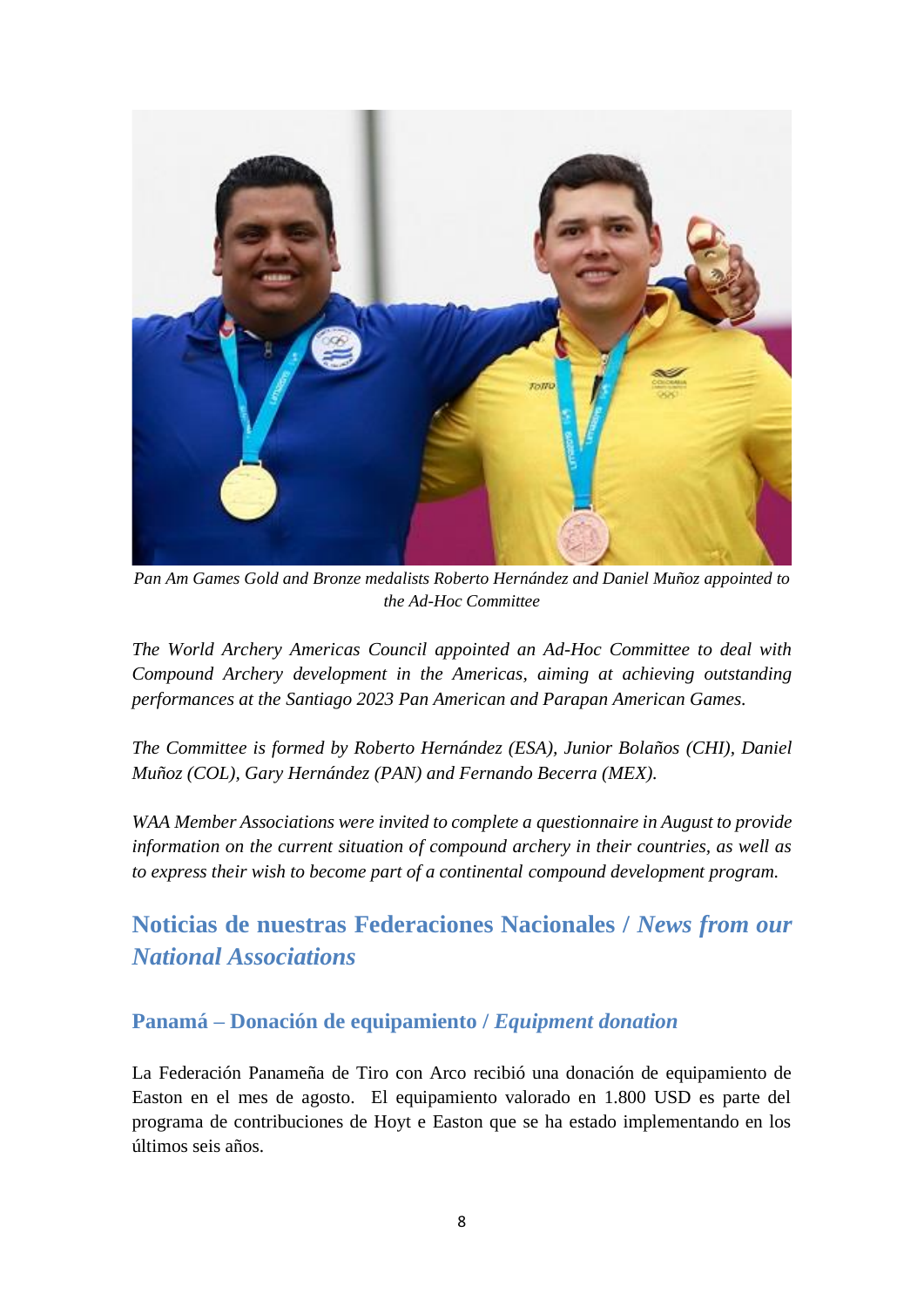*Pan Am Games Gold and Bronze medalists Roberto Hernández and Daniel Muñoz appointed to the Ad-Hoc Committee*

*The World Archery Americas Council appointed an Ad-Hoc Committee to deal with Compound Archery development in the Americas, aiming at achieving outstanding performances at the Santiago 2023 Pan American and Parapan American Games.*

*The Committee is formed by Roberto Hernández (ESA), Junior Bolaños (CHI), Daniel Muñoz (COL), Gary Hernández (PAN) and Fernando Becerra (MEX).*

*WAA Member Associations were invited to complete a questionnaire in August to provide information on the current situation of compound archery in their countries, as well as to express their wish to become part of a continental compound development program.*

## Noticias de nuestras Federaciones Nacionales / *News from our National Associations*

### Panamá – Donación de equipamiento / *Equipment donation*

La Federación Panameña de Tiro con Arco recibió una donación de equipamiento de Easton en el mes de agosto. El equipamiento valorado en 1.800 USD es parte del programa de contribuciones de Hoyt e Easton que se ha estado implementando en los últimos seis años.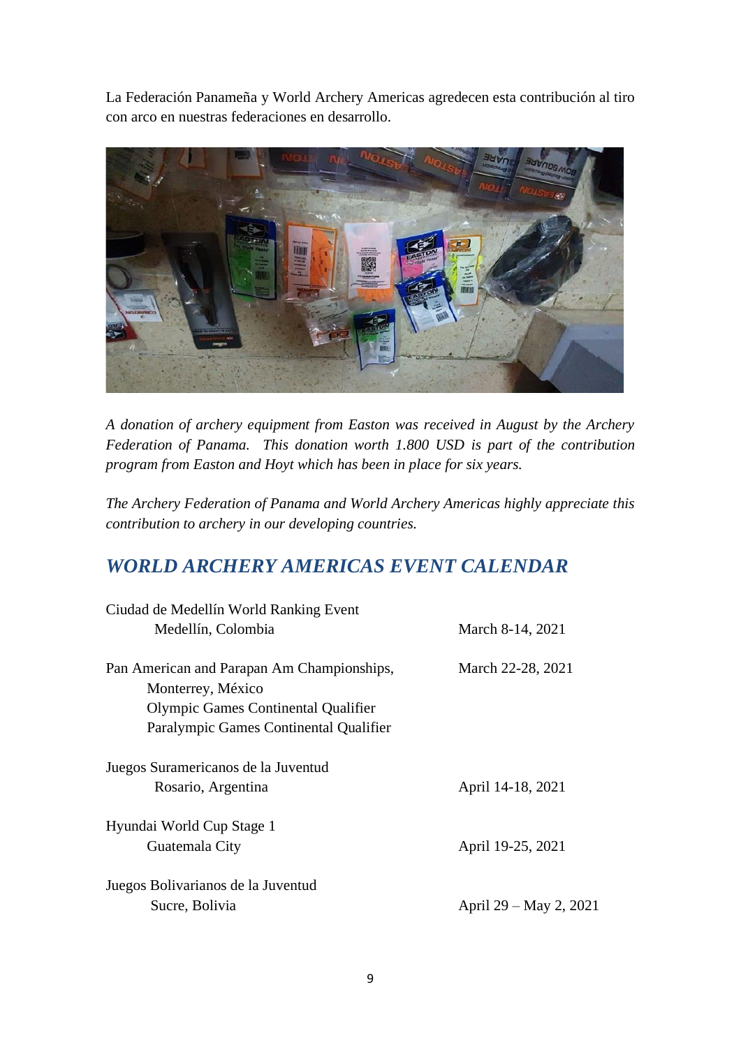La Federación Panameña y World Archery Americas agredecen esta contribución al tiro con arco en nuestras federaciones en desarrollo.

*A donation of archery equipment from Easton was received in August by the Archery Federation of Panama. This donation worth 1.800 USD is part of the contribution program from Easton and Hoyt which has been in place for six years.*

*The Archery Federation of Panama and World Archery Americas highly appreciate this contribution to archery in our developing countries.*

## *WORLD ARCHERY AMERICAS EVENT CALENDAR*

| Event | Dates |
|---|---|
| Ciudad de Medellín World Ranking Event<br>Medellín, Colombia | March 8-14, 2021 |
| Pan American and Parapan Am Championships,<br>Monterrey, México<br>Olympic Games Continental Qualifier<br>Paralympic Games Continental Qualifier | March 22-28, 2021 |
| Juegos Suramericanos de la Juventud<br>Rosario, Argentina | April 14-18, 2021 |
| Hyundai World Cup Stage 1<br>Guatemala City | April 19-25, 2021 |
| Juegos Bolivarianos de la Juventud<br>Sucre, Bolivia | April 29 – May 2, 2021 |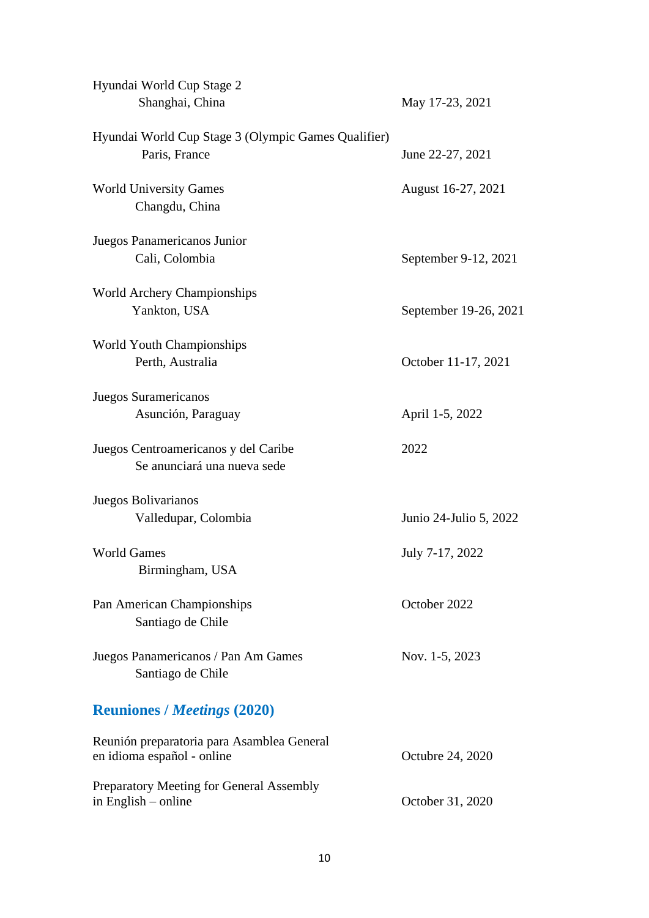| Event | Date |
| --- | --- |
| Hyundai World Cup Stage 2<br>Shanghai, China | May 17-23, 2021 |
| Hyundai World Cup Stage 3 (Olympic Games Qualifier)<br>Paris, France | June 22-27, 2021 |
| World University Games<br>Changdu, China | August 16-27, 2021 |
| Juegos Panamericanos Junior<br>Cali, Colombia | September 9-12, 2021 |
| World Archery Championships<br>Yankton, USA | September 19-26, 2021 |
| World Youth Championships<br>Perth, Australia | October 11-17, 2021 |
| Juegos Suramericanos<br>Asunción, Paraguay | April 1-5, 2022 |
| Juegos Centroamericanos y del Caribe<br>Se anunciará una nueva sede | 2022 |
| Juegos Bolivarianos<br>Valledupar, Colombia | Junio 24-Julio 5, 2022 |
| World Games<br>Birmingham, USA | July 7-17, 2022 |
| Pan American Championships<br>Santiago de Chile | October 2022 |
| Juegos Panamericanos / Pan Am Games<br>Santiago de Chile | Nov. 1-5, 2023 |

## Reuniones / *Meetings* (2020)

| Meeting | Date |
| --- | --- |
| Reunión preparatoria para Asamblea General en idioma español - online | Octubre 24, 2020 |
| Preparatory Meeting for General Assembly in English – online | October 31, 2020 |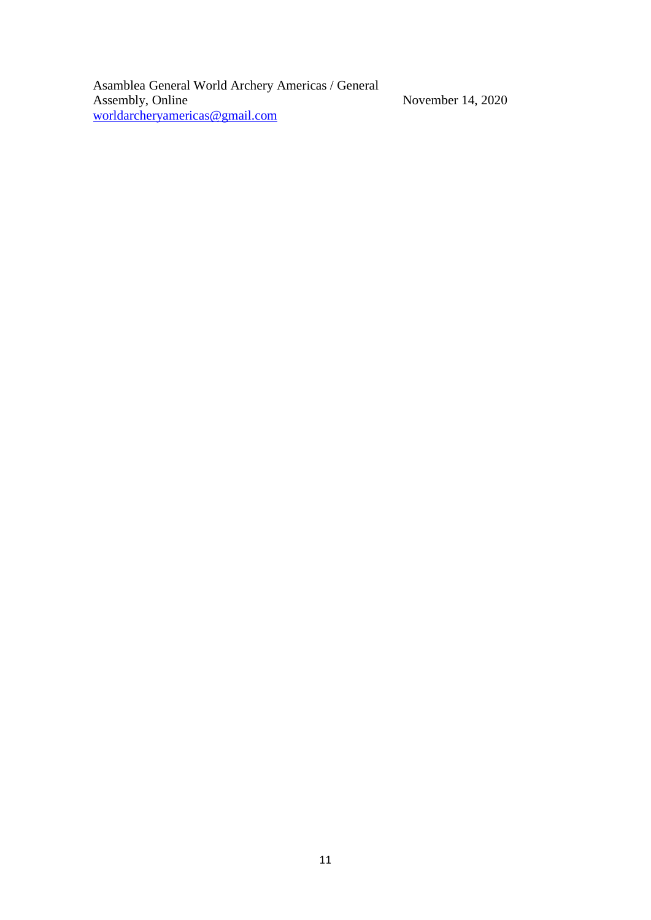Asamblea General World Archery Americas / General Assembly, Online

November 14, 2020

worldarcheryamericas@gmail.com